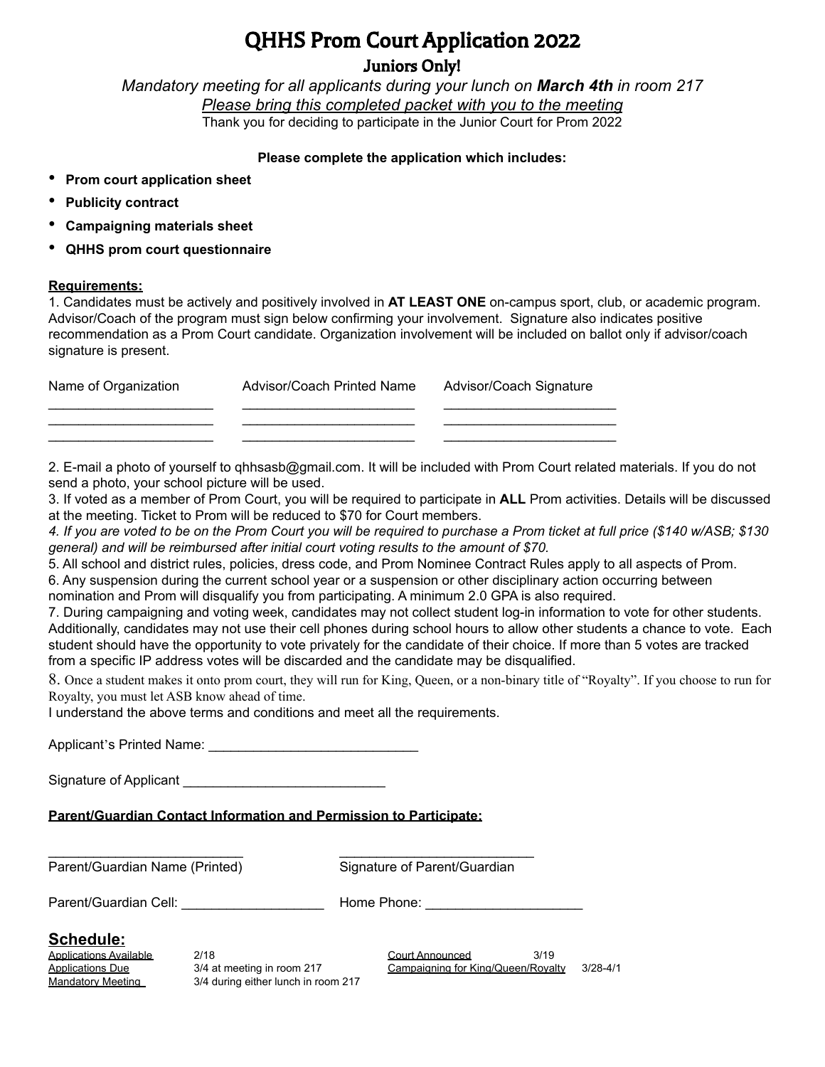# QHHS Prom Court Application 2022

## Juniors Only!

*Mandatory meeting for all applicants during your lunch on* ***March 4th*** *in room 217*

*Please bring this completed packet with you to the meeting*

Thank you for deciding to participate in the Junior Court for Prom 2022

**Please complete the application which includes:**

- **Prom court application sheet**
- **Publicity contract**
- **Campaigning materials sheet**
- **QHHS prom court questionnaire**

**Requirements:**

1. Candidates must be actively and positively involved in **AT LEAST ONE** on-campus sport, club, or academic program. Advisor/Coach of the program must sign below confirming your involvement. Signature also indicates positive recommendation as a Prom Court candidate. Organization involvement will be included on ballot only if advisor/coach signature is present.

| Name of Organization | Advisor/Coach Printed Name | Advisor/Coach Signature |
|---|---|---|
| ______________________ | ______________________ | ______________________ |
| ______________________ | ______________________ | ______________________ |
| ______________________ | ______________________ | ______________________ |

2. E-mail a photo of yourself to qhhsasb@gmail.com. It will be included with Prom Court related materials. If you do not send a photo, your school picture will be used.
3. If voted as a member of Prom Court, you will be required to participate in **ALL** Prom activities. Details will be discussed at the meeting. Ticket to Prom will be reduced to $70 for Court members.
4. *If you are voted to be on the Prom Court you will be required to purchase a Prom ticket at full price ($140 w/ASB; $130 general) and will be reimbursed after initial court voting results to the amount of $70.*
5. All school and district rules, policies, dress code, and Prom Nominee Contract Rules apply to all aspects of Prom.
6. Any suspension during the current school year or a suspension or other disciplinary action occurring between nomination and Prom will disqualify you from participating. A minimum 2.0 GPA is also required.
7. During campaigning and voting week, candidates may not collect student log-in information to vote for other students. Additionally, candidates may not use their cell phones during school hours to allow other students a chance to vote. Each student should have the opportunity to vote privately for the candidate of their choice. If more than 5 votes are tracked from a specific IP address votes will be discarded and the candidate may be disqualified.
8. Once a student makes it onto prom court, they will run for King, Queen, or a non-binary title of "Royalty". If you choose to run for Royalty, you must let ASB know ahead of time.

I understand the above terms and conditions and meet all the requirements.

Applicant's Printed Name: ____________________________

Signature of Applicant ___________________________

**Parent/Guardian Contact Information and Permission to Participate:**

__________________________ Parent/Guardian Name (Printed)

__________________________ Signature of Parent/Guardian

Parent/Guardian Cell: ___________________ Home Phone: ____________________

## Schedule:

| | | | |
|---|---|---|---|
| Applications Available | 2/18 | Court Announced | 3/19 |
| Applications Due | 3/4 at meeting in room 217 | Campaigning for King/Queen/Royalty | 3/28-4/1 |
| Mandatory Meeting | 3/4 during either lunch in room 217 | | |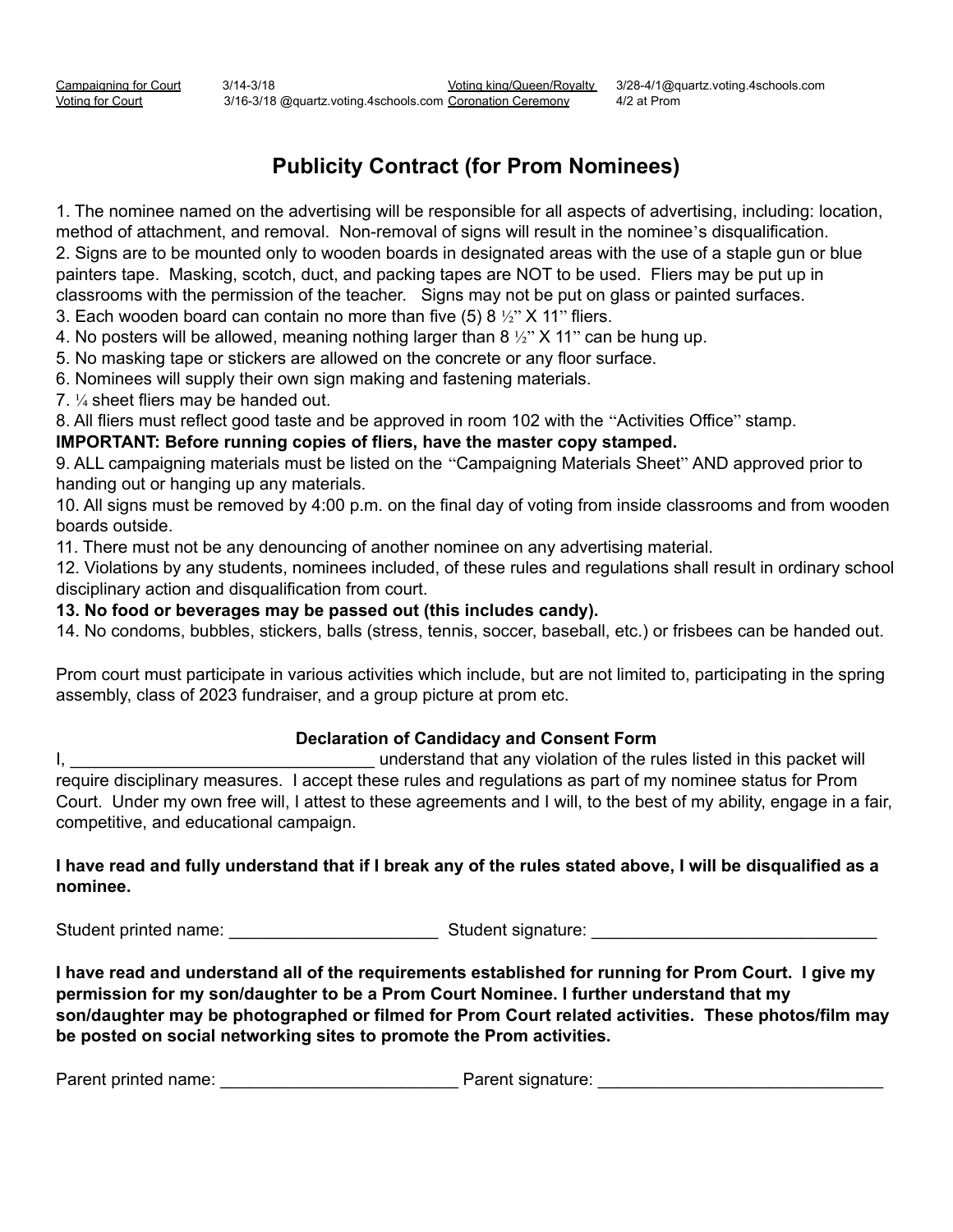| Campaigning for Court | 3/14-3/18 | Voting king/Queen/Royalty | 3/28-4/1@quartz.voting.4schools.com |
|---|---|---|---|
| Voting for Court | 3/16-3/18 @quartz.voting.4schools.com | Coronation Ceremony | 4/2 at Prom |

# Publicity Contract (for Prom Nominees)

1. The nominee named on the advertising will be responsible for all aspects of advertising, including: location, method of attachment, and removal. Non-removal of signs will result in the nominee's disqualification.
2. Signs are to be mounted only to wooden boards in designated areas with the use of a staple gun or blue painters tape. Masking, scotch, duct, and packing tapes are NOT to be used. Fliers may be put up in classrooms with the permission of the teacher. Signs may not be put on glass or painted surfaces.
3. Each wooden board can contain no more than five (5) 8 ½" X 11" fliers.
4. No posters will be allowed, meaning nothing larger than 8 ½" X 11" can be hung up.
5. No masking tape or stickers are allowed on the concrete or any floor surface.
6. Nominees will supply their own sign making and fastening materials.
7. ¼ sheet fliers may be handed out.
8. All fliers must reflect good taste and be approved in room 102 with the "Activities Office" stamp.

**IMPORTANT: Before running copies of fliers, have the master copy stamped.**

9. ALL campaigning materials must be listed on the "Campaigning Materials Sheet" AND approved prior to handing out or hanging up any materials.
10. All signs must be removed by 4:00 p.m. on the final day of voting from inside classrooms and from wooden boards outside.
11. There must not be any denouncing of another nominee on any advertising material.
12. Violations by any students, nominees included, of these rules and regulations shall result in ordinary school disciplinary action and disqualification from court.
13. **No food or beverages may be passed out (this includes candy).**
14. No condoms, bubbles, stickers, balls (stress, tennis, soccer, baseball, etc.) or frisbees can be handed out.

Prom court must participate in various activities which include, but are not limited to, participating in the spring assembly, class of 2023 fundraiser, and a group picture at prom etc.

### Declaration of Candidacy and Consent Form

I, ________________________________ understand that any violation of the rules listed in this packet will require disciplinary measures. I accept these rules and regulations as part of my nominee status for Prom Court. Under my own free will, I attest to these agreements and I will, to the best of my ability, engage in a fair, competitive, and educational campaign.

**I have read and fully understand that if I break any of the rules stated above, I will be disqualified as a nominee.**

Student printed name: ______________________ Student signature: ______________________________

**I have read and understand all of the requirements established for running for Prom Court. I give my permission for my son/daughter to be a Prom Court Nominee. I further understand that my son/daughter may be photographed or filmed for Prom Court related activities. These photos/film may be posted on social networking sites to promote the Prom activities.**

Parent printed name: _________________________ Parent signature: ______________________________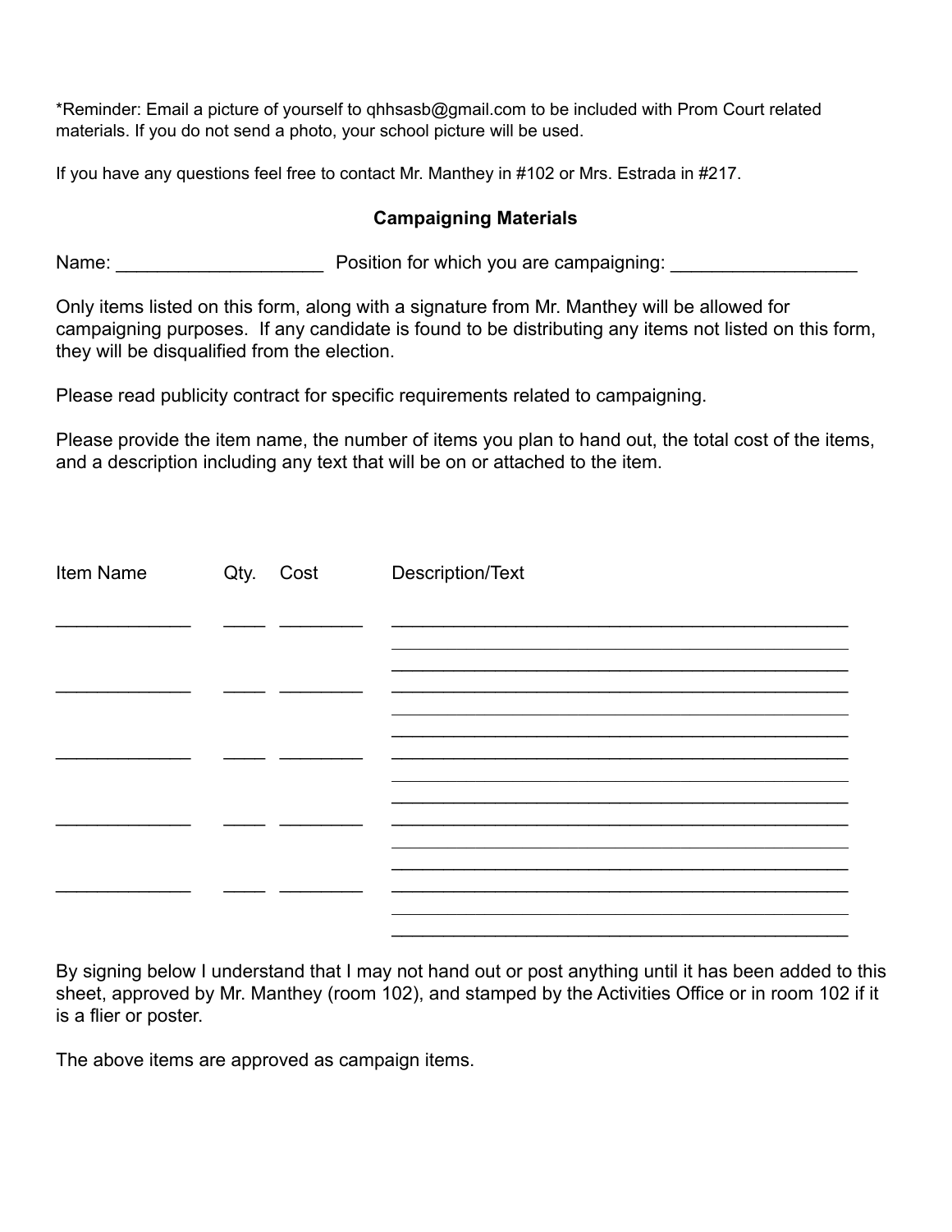*Reminder: Email a picture of yourself to qhhsasb@gmail.com to be included with Prom Court related materials. If you do not send a photo, your school picture will be used.

If you have any questions feel free to contact Mr. Manthey in #102 or Mrs. Estrada in #217.

## Campaigning Materials

Name: ____________________ Position for which you are campaigning: __________________

Only items listed on this form, along with a signature from Mr. Manthey will be allowed for campaigning purposes. If any candidate is found to be distributing any items not listed on this form, they will be disqualified from the election.

Please read publicity contract for specific requirements related to campaigning.

Please provide the item name, the number of items you plan to hand out, the total cost of the items, and a description including any text that will be on or attached to the item.

| Item Name | Qty. | Cost | Description/Text |
| --- | --- | --- | --- |
| _____________ | ____ | ________ | ______________________________________________ |
| | | | ______________________________________________ |
| | | | ______________________________________________ |
| _____________ | ____ | ________ | ______________________________________________ |
| | | | ______________________________________________ |
| | | | ______________________________________________ |
| _____________ | ____ | ________ | ______________________________________________ |
| | | | ______________________________________________ |
| | | | ______________________________________________ |
| _____________ | ____ | ________ | ______________________________________________ |
| | | | ______________________________________________ |
| | | | ______________________________________________ |
| _____________ | ____ | ________ | ______________________________________________ |
| | | | ______________________________________________ |
| | | | ______________________________________________ |

By signing below I understand that I may not hand out or post anything until it has been added to this sheet, approved by Mr. Manthey (room 102), and stamped by the Activities Office or in room 102 if it is a flier or poster.

The above items are approved as campaign items.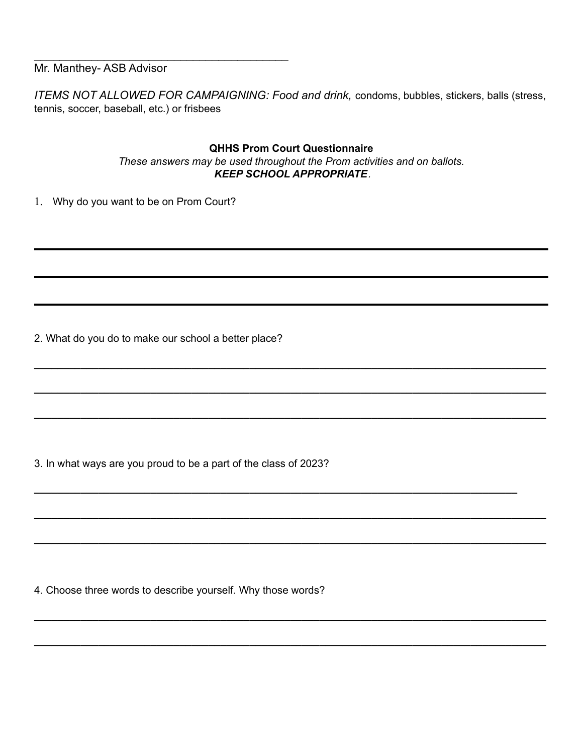\_\_\_\_\_\_\_\_\_\_\_\_\_\_\_\_\_\_\_\_\_\_\_\_\_\_\_\_\_\_\_\_\_\_\_\_\_\_\_\_

Mr. Manthey- ASB Advisor

*ITEMS NOT ALLOWED FOR CAMPAIGNING: Food and drink,* condoms, bubbles, stickers, balls (stress, tennis, soccer, baseball, etc.) or frisbees

**QHHS Prom Court Questionnaire**

*These answers may be used throughout the Prom activities and on ballots.*

***KEEP SCHOOL APPROPRIATE***.

1. Why do you want to be on Prom Court?

\_\_\_\_\_\_\_\_\_\_\_\_\_\_\_\_\_\_\_\_\_\_\_\_\_\_\_\_\_\_\_\_\_\_\_\_\_\_\_\_\_\_\_\_\_\_\_\_\_\_\_\_\_\_\_\_\_\_\_\_\_\_\_\_\_\_\_\_\_\_\_\_\_\_\_\_\_\_

\_\_\_\_\_\_\_\_\_\_\_\_\_\_\_\_\_\_\_\_\_\_\_\_\_\_\_\_\_\_\_\_\_\_\_\_\_\_\_\_\_\_\_\_\_\_\_\_\_\_\_\_\_\_\_\_\_\_\_\_\_\_\_\_\_\_\_\_\_\_\_\_\_\_\_\_\_\_

\_\_\_\_\_\_\_\_\_\_\_\_\_\_\_\_\_\_\_\_\_\_\_\_\_\_\_\_\_\_\_\_\_\_\_\_\_\_\_\_\_\_\_\_\_\_\_\_\_\_\_\_\_\_\_\_\_\_\_\_\_\_\_\_\_\_\_\_\_\_\_\_\_\_\_\_\_\_

2. What do you do to make our school a better place?

\_\_\_\_\_\_\_\_\_\_\_\_\_\_\_\_\_\_\_\_\_\_\_\_\_\_\_\_\_\_\_\_\_\_\_\_\_\_\_\_\_\_\_\_\_\_\_\_\_\_\_\_\_\_\_\_\_\_\_\_\_\_\_\_\_\_\_\_\_\_\_\_\_\_\_\_\_\_

\_\_\_\_\_\_\_\_\_\_\_\_\_\_\_\_\_\_\_\_\_\_\_\_\_\_\_\_\_\_\_\_\_\_\_\_\_\_\_\_\_\_\_\_\_\_\_\_\_\_\_\_\_\_\_\_\_\_\_\_\_\_\_\_\_\_\_\_\_\_\_\_\_\_\_\_\_\_

\_\_\_\_\_\_\_\_\_\_\_\_\_\_\_\_\_\_\_\_\_\_\_\_\_\_\_\_\_\_\_\_\_\_\_\_\_\_\_\_\_\_\_\_\_\_\_\_\_\_\_\_\_\_\_\_\_\_\_\_\_\_\_\_\_\_\_\_\_\_\_\_\_\_\_\_\_\_

3. In what ways are you proud to be a part of the class of 2023?

\_\_\_\_\_\_\_\_\_\_\_\_\_\_\_\_\_\_\_\_\_\_\_\_\_\_\_\_\_\_\_\_\_\_\_\_\_\_\_\_\_\_\_\_\_\_\_\_\_\_\_\_\_\_\_\_\_\_\_\_\_\_\_\_\_\_\_\_\_\_\_\_\_\_\_

\_\_\_\_\_\_\_\_\_\_\_\_\_\_\_\_\_\_\_\_\_\_\_\_\_\_\_\_\_\_\_\_\_\_\_\_\_\_\_\_\_\_\_\_\_\_\_\_\_\_\_\_\_\_\_\_\_\_\_\_\_\_\_\_\_\_\_\_\_\_\_\_\_\_\_\_\_\_

\_\_\_\_\_\_\_\_\_\_\_\_\_\_\_\_\_\_\_\_\_\_\_\_\_\_\_\_\_\_\_\_\_\_\_\_\_\_\_\_\_\_\_\_\_\_\_\_\_\_\_\_\_\_\_\_\_\_\_\_\_\_\_\_\_\_\_\_\_\_\_\_\_\_\_\_\_\_

4. Choose three words to describe yourself. Why those words?

\_\_\_\_\_\_\_\_\_\_\_\_\_\_\_\_\_\_\_\_\_\_\_\_\_\_\_\_\_\_\_\_\_\_\_\_\_\_\_\_\_\_\_\_\_\_\_\_\_\_\_\_\_\_\_\_\_\_\_\_\_\_\_\_\_\_\_\_\_\_\_\_\_\_\_\_\_\_

\_\_\_\_\_\_\_\_\_\_\_\_\_\_\_\_\_\_\_\_\_\_\_\_\_\_\_\_\_\_\_\_\_\_\_\_\_\_\_\_\_\_\_\_\_\_\_\_\_\_\_\_\_\_\_\_\_\_\_\_\_\_\_\_\_\_\_\_\_\_\_\_\_\_\_\_\_\_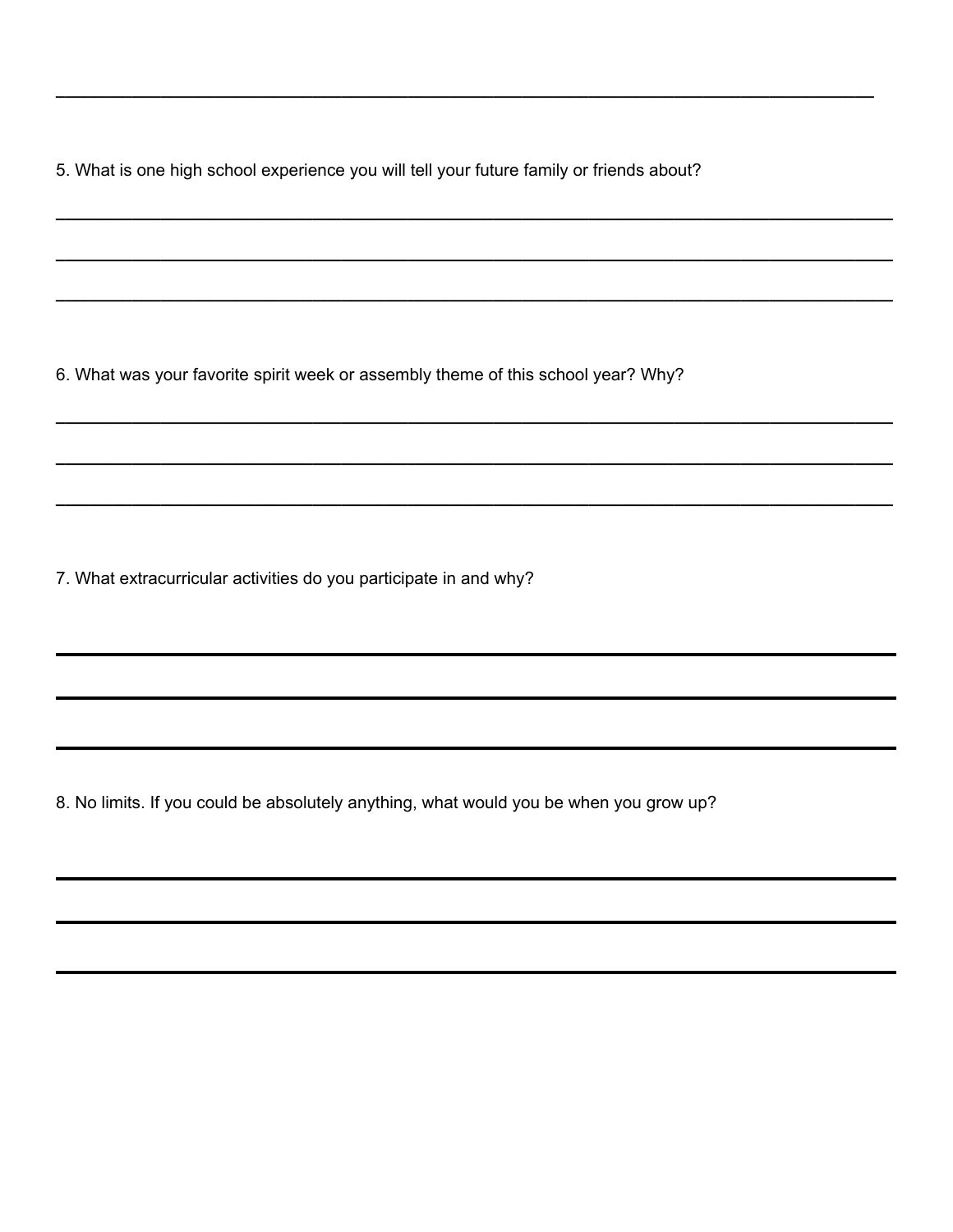\_\_\_\_\_\_\_\_\_\_\_\_\_\_\_\_\_\_\_\_\_\_\_\_\_\_\_\_\_\_\_\_\_\_\_\_\_\_\_\_\_\_\_\_\_\_\_\_\_\_\_\_\_\_\_\_\_\_\_\_\_\_\_\_\_\_\_\_\_\_\_\_\_\_

5. What is one high school experience you will tell your future family or friends about?

\_\_\_\_\_\_\_\_\_\_\_\_\_\_\_\_\_\_\_\_\_\_\_\_\_\_\_\_\_\_\_\_\_\_\_\_\_\_\_\_\_\_\_\_\_\_\_\_\_\_\_\_\_\_\_\_\_\_\_\_\_\_\_\_\_\_\_\_\_\_\_\_\_\_

\_\_\_\_\_\_\_\_\_\_\_\_\_\_\_\_\_\_\_\_\_\_\_\_\_\_\_\_\_\_\_\_\_\_\_\_\_\_\_\_\_\_\_\_\_\_\_\_\_\_\_\_\_\_\_\_\_\_\_\_\_\_\_\_\_\_\_\_\_\_\_\_\_\_

\_\_\_\_\_\_\_\_\_\_\_\_\_\_\_\_\_\_\_\_\_\_\_\_\_\_\_\_\_\_\_\_\_\_\_\_\_\_\_\_\_\_\_\_\_\_\_\_\_\_\_\_\_\_\_\_\_\_\_\_\_\_\_\_\_\_\_\_\_\_\_\_\_\_

6. What was your favorite spirit week or assembly theme of this school year? Why?

\_\_\_\_\_\_\_\_\_\_\_\_\_\_\_\_\_\_\_\_\_\_\_\_\_\_\_\_\_\_\_\_\_\_\_\_\_\_\_\_\_\_\_\_\_\_\_\_\_\_\_\_\_\_\_\_\_\_\_\_\_\_\_\_\_\_\_\_\_\_\_\_\_\_

\_\_\_\_\_\_\_\_\_\_\_\_\_\_\_\_\_\_\_\_\_\_\_\_\_\_\_\_\_\_\_\_\_\_\_\_\_\_\_\_\_\_\_\_\_\_\_\_\_\_\_\_\_\_\_\_\_\_\_\_\_\_\_\_\_\_\_\_\_\_\_\_\_\_

\_\_\_\_\_\_\_\_\_\_\_\_\_\_\_\_\_\_\_\_\_\_\_\_\_\_\_\_\_\_\_\_\_\_\_\_\_\_\_\_\_\_\_\_\_\_\_\_\_\_\_\_\_\_\_\_\_\_\_\_\_\_\_\_\_\_\_\_\_\_\_\_\_\_

7. What extracurricular activities do you participate in and why?

\_\_\_\_\_\_\_\_\_\_\_\_\_\_\_\_\_\_\_\_\_\_\_\_\_\_\_\_\_\_\_\_\_\_\_\_\_\_\_\_\_\_\_\_\_\_\_\_\_\_\_\_\_\_\_\_\_\_\_\_\_\_\_\_\_\_\_\_\_\_\_\_\_\_

\_\_\_\_\_\_\_\_\_\_\_\_\_\_\_\_\_\_\_\_\_\_\_\_\_\_\_\_\_\_\_\_\_\_\_\_\_\_\_\_\_\_\_\_\_\_\_\_\_\_\_\_\_\_\_\_\_\_\_\_\_\_\_\_\_\_\_\_\_\_\_\_\_\_

\_\_\_\_\_\_\_\_\_\_\_\_\_\_\_\_\_\_\_\_\_\_\_\_\_\_\_\_\_\_\_\_\_\_\_\_\_\_\_\_\_\_\_\_\_\_\_\_\_\_\_\_\_\_\_\_\_\_\_\_\_\_\_\_\_\_\_\_\_\_\_\_\_\_

8. No limits. If you could be absolutely anything, what would you be when you grow up?

\_\_\_\_\_\_\_\_\_\_\_\_\_\_\_\_\_\_\_\_\_\_\_\_\_\_\_\_\_\_\_\_\_\_\_\_\_\_\_\_\_\_\_\_\_\_\_\_\_\_\_\_\_\_\_\_\_\_\_\_\_\_\_\_\_\_\_\_\_\_\_\_\_\_

\_\_\_\_\_\_\_\_\_\_\_\_\_\_\_\_\_\_\_\_\_\_\_\_\_\_\_\_\_\_\_\_\_\_\_\_\_\_\_\_\_\_\_\_\_\_\_\_\_\_\_\_\_\_\_\_\_\_\_\_\_\_\_\_\_\_\_\_\_\_\_\_\_\_

\_\_\_\_\_\_\_\_\_\_\_\_\_\_\_\_\_\_\_\_\_\_\_\_\_\_\_\_\_\_\_\_\_\_\_\_\_\_\_\_\_\_\_\_\_\_\_\_\_\_\_\_\_\_\_\_\_\_\_\_\_\_\_\_\_\_\_\_\_\_\_\_\_\_